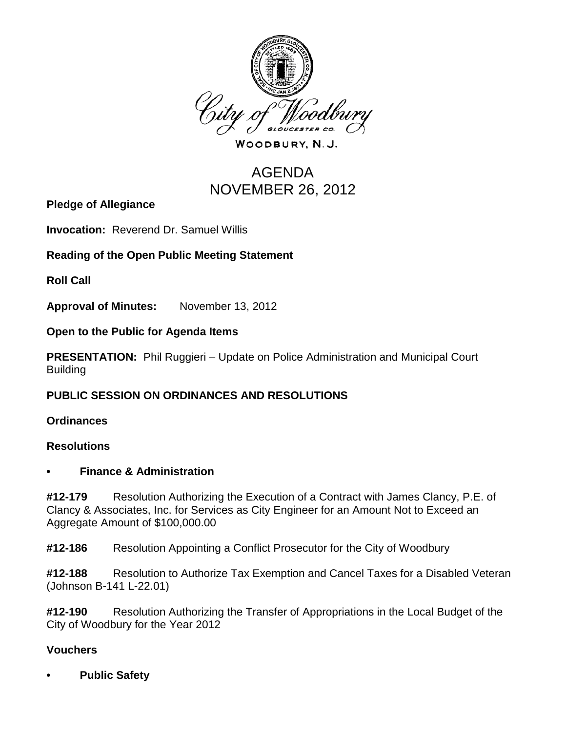City of Woodbury
GLOUCESTER CO.

WOODBURY, N. J.

# AGENDA
# NOVEMBER 26, 2012

**Pledge of Allegiance**

**Invocation:** Reverend Dr. Samuel Willis

**Reading of the Open Public Meeting Statement**

**Roll Call**

**Approval of Minutes:** November 13, 2012

**Open to the Public for Agenda Items**

**PRESENTATION:** Phil Ruggieri – Update on Police Administration and Municipal Court Building

## PUBLIC SESSION ON ORDINANCES AND RESOLUTIONS

### Ordinances

### Resolutions

- **Finance & Administration**

**#12-179** Resolution Authorizing the Execution of a Contract with James Clancy, P.E. of Clancy & Associates, Inc. for Services as City Engineer for an Amount Not to Exceed an Aggregate Amount of $100,000.00

**#12-186** Resolution Appointing a Conflict Prosecutor for the City of Woodbury

**#12-188** Resolution to Authorize Tax Exemption and Cancel Taxes for a Disabled Veteran (Johnson B-141 L-22.01)

**#12-190** Resolution Authorizing the Transfer of Appropriations in the Local Budget of the City of Woodbury for the Year 2012

### Vouchers

- **Public Safety**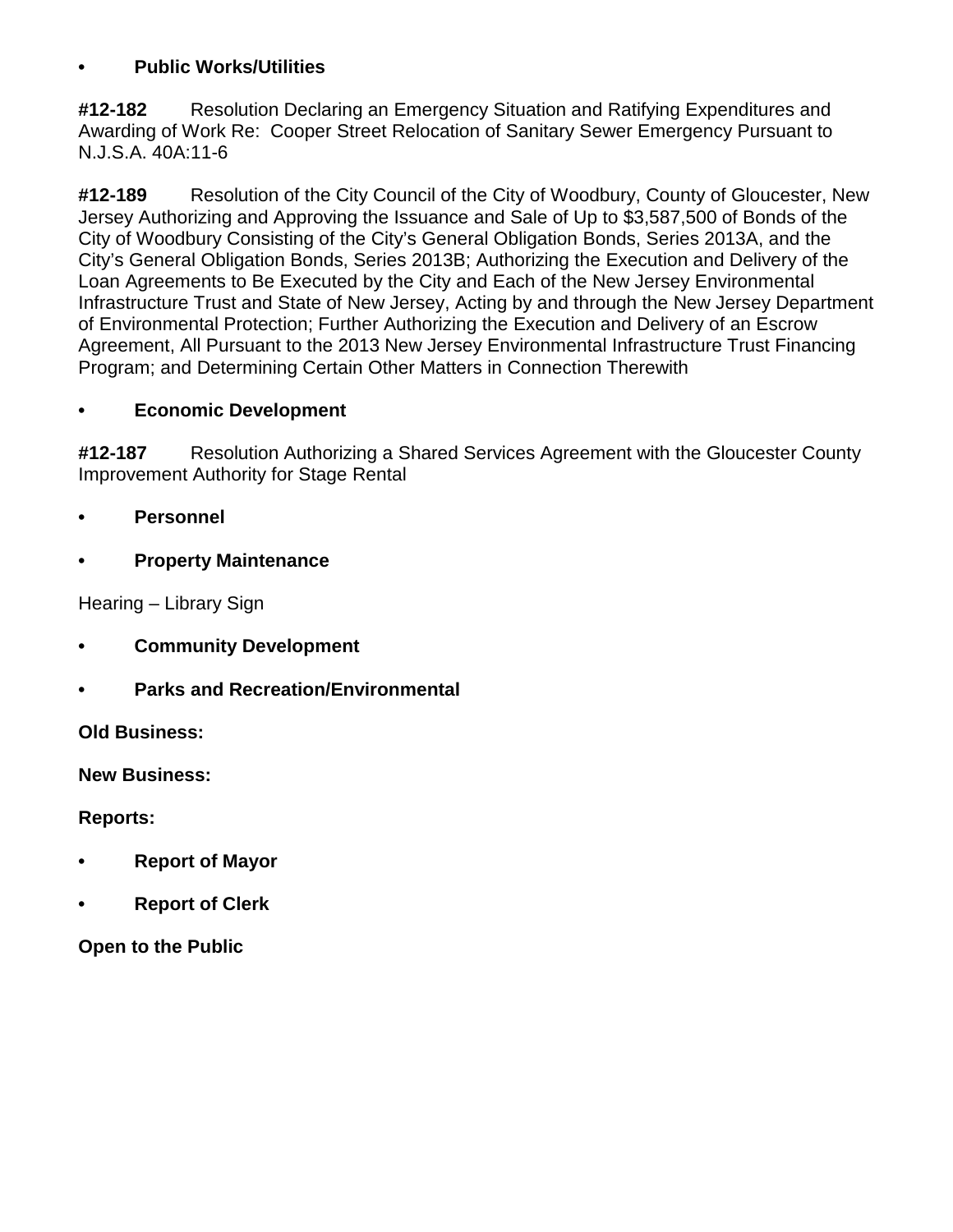- **Public Works/Utilities**

**#12-182** Resolution Declaring an Emergency Situation and Ratifying Expenditures and Awarding of Work Re: Cooper Street Relocation of Sanitary Sewer Emergency Pursuant to N.J.S.A. 40A:11-6

**#12-189** Resolution of the City Council of the City of Woodbury, County of Gloucester, New Jersey Authorizing and Approving the Issuance and Sale of Up to $3,587,500 of Bonds of the City of Woodbury Consisting of the City's General Obligation Bonds, Series 2013A, and the City's General Obligation Bonds, Series 2013B; Authorizing the Execution and Delivery of the Loan Agreements to Be Executed by the City and Each of the New Jersey Environmental Infrastructure Trust and State of New Jersey, Acting by and through the New Jersey Department of Environmental Protection; Further Authorizing the Execution and Delivery of an Escrow Agreement, All Pursuant to the 2013 New Jersey Environmental Infrastructure Trust Financing Program; and Determining Certain Other Matters in Connection Therewith

- **Economic Development**

**#12-187** Resolution Authorizing a Shared Services Agreement with the Gloucester County Improvement Authority for Stage Rental

- **Personnel**
- **Property Maintenance**

Hearing – Library Sign

- **Community Development**
- **Parks and Recreation/Environmental**

**Old Business:**

**New Business:**

**Reports:**

- **Report of Mayor**
- **Report of Clerk**

**Open to the Public**